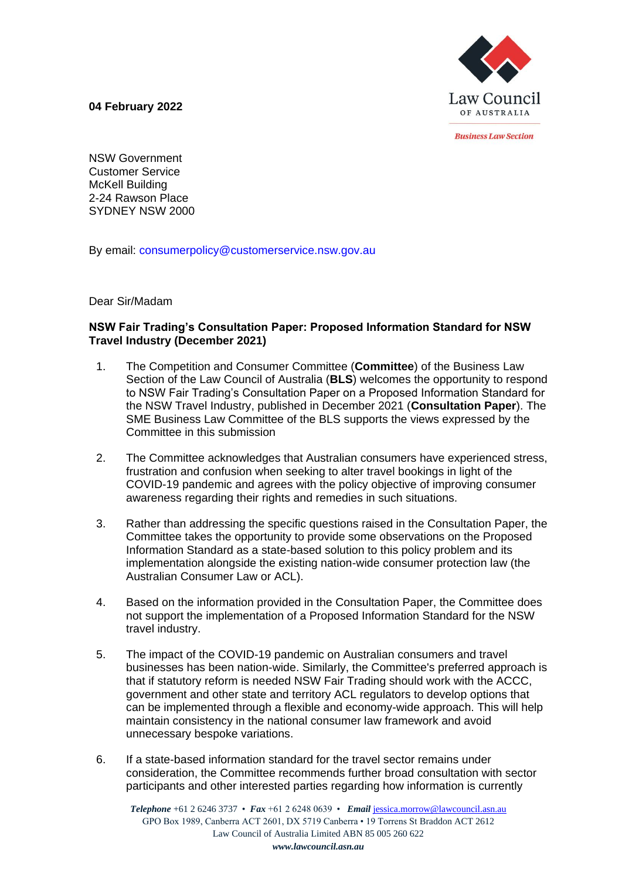**04 February 2022**

Law Council OF AUSTRALIA

*Business Law Section*

NSW Government
Customer Service
McKell Building
2-24 Rawson Place
SYDNEY NSW 2000

By email: consumerpolicy@customerservice.nsw.gov.au

Dear Sir/Madam

**NSW Fair Trading's Consultation Paper: Proposed Information Standard for NSW Travel Industry (December 2021)**

1. The Competition and Consumer Committee (**Committee**) of the Business Law Section of the Law Council of Australia (**BLS**) welcomes the opportunity to respond to NSW Fair Trading's Consultation Paper on a Proposed Information Standard for the NSW Travel Industry, published in December 2021 (**Consultation Paper**). The SME Business Law Committee of the BLS supports the views expressed by the Committee in this submission

2. The Committee acknowledges that Australian consumers have experienced stress, frustration and confusion when seeking to alter travel bookings in light of the COVID-19 pandemic and agrees with the policy objective of improving consumer awareness regarding their rights and remedies in such situations.

3. Rather than addressing the specific questions raised in the Consultation Paper, the Committee takes the opportunity to provide some observations on the Proposed Information Standard as a state-based solution to this policy problem and its implementation alongside the existing nation-wide consumer protection law (the Australian Consumer Law or ACL).

4. Based on the information provided in the Consultation Paper, the Committee does not support the implementation of a Proposed Information Standard for the NSW travel industry.

5. The impact of the COVID-19 pandemic on Australian consumers and travel businesses has been nation-wide. Similarly, the Committee's preferred approach is that if statutory reform is needed NSW Fair Trading should work with the ACCC, government and other state and territory ACL regulators to develop options that can be implemented through a flexible and economy-wide approach. This will help maintain consistency in the national consumer law framework and avoid unnecessary bespoke variations.

6. If a state-based information standard for the travel sector remains under consideration, the Committee recommends further broad consultation with sector participants and other interested parties regarding how information is currently

*Telephone* +61 2 6246 3737 • *Fax* +61 2 6248 0639 • *Email* jessica.morrow@lawcouncil.asn.au
GPO Box 1989, Canberra ACT 2601, DX 5719 Canberra • 19 Torrens St Braddon ACT 2612
Law Council of Australia Limited ABN 85 005 260 622
*www.lawcouncil.asn.au*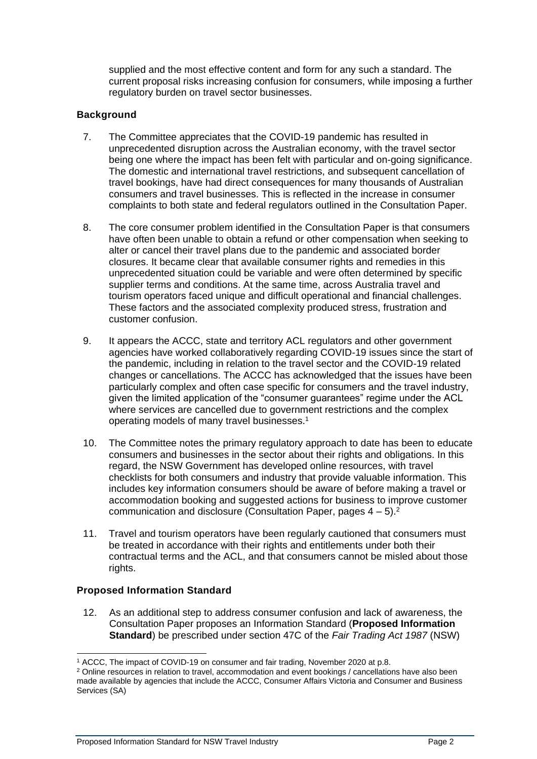supplied and the most effective content and form for any such a standard. The current proposal risks increasing confusion for consumers, while imposing a further regulatory burden on travel sector businesses.

## Background

7. The Committee appreciates that the COVID-19 pandemic has resulted in unprecedented disruption across the Australian economy, with the travel sector being one where the impact has been felt with particular and on-going significance. The domestic and international travel restrictions, and subsequent cancellation of travel bookings, have had direct consequences for many thousands of Australian consumers and travel businesses. This is reflected in the increase in consumer complaints to both state and federal regulators outlined in the Consultation Paper.

8. The core consumer problem identified in the Consultation Paper is that consumers have often been unable to obtain a refund or other compensation when seeking to alter or cancel their travel plans due to the pandemic and associated border closures. It became clear that available consumer rights and remedies in this unprecedented situation could be variable and were often determined by specific supplier terms and conditions. At the same time, across Australia travel and tourism operators faced unique and difficult operational and financial challenges. These factors and the associated complexity produced stress, frustration and customer confusion.

9. It appears the ACCC, state and territory ACL regulators and other government agencies have worked collaboratively regarding COVID-19 issues since the start of the pandemic, including in relation to the travel sector and the COVID-19 related changes or cancellations. The ACCC has acknowledged that the issues have been particularly complex and often case specific for consumers and the travel industry, given the limited application of the "consumer guarantees" regime under the ACL where services are cancelled due to government restrictions and the complex operating models of many travel businesses.[1]

10. The Committee notes the primary regulatory approach to date has been to educate consumers and businesses in the sector about their rights and obligations. In this regard, the NSW Government has developed online resources, with travel checklists for both consumers and industry that provide valuable information. This includes key information consumers should be aware of before making a travel or accommodation booking and suggested actions for business to improve customer communication and disclosure (Consultation Paper, pages 4 – 5).[2]

11. Travel and tourism operators have been regularly cautioned that consumers must be treated in accordance with their rights and entitlements under both their contractual terms and the ACL, and that consumers cannot be misled about those rights.

## Proposed Information Standard

12. As an additional step to address consumer confusion and lack of awareness, the Consultation Paper proposes an Information Standard (**Proposed Information Standard**) be prescribed under section 47C of the *Fair Trading Act 1987* (NSW)

---

[1] ACCC, The impact of COVID-19 on consumer and fair trading, November 2020 at p.8.

[2] Online resources in relation to travel, accommodation and event bookings / cancellations have also been made available by agencies that include the ACCC, Consumer Affairs Victoria and Consumer and Business Services (SA)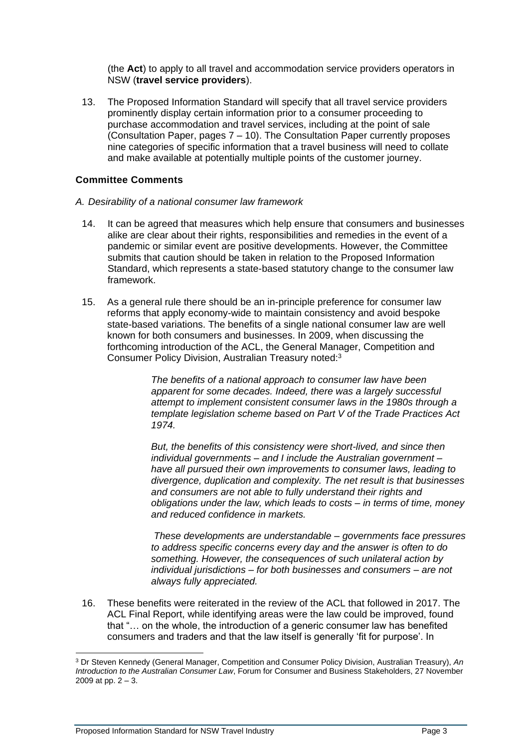(the **Act**) to apply to all travel and accommodation service providers operators in NSW (**travel service providers**).

13. The Proposed Information Standard will specify that all travel service providers prominently display certain information prior to a consumer proceeding to purchase accommodation and travel services, including at the point of sale (Consultation Paper, pages 7 – 10). The Consultation Paper currently proposes nine categories of specific information that a travel business will need to collate and make available at potentially multiple points of the customer journey.

### Committee Comments

*A. Desirability of a national consumer law framework*

14. It can be agreed that measures which help ensure that consumers and businesses alike are clear about their rights, responsibilities and remedies in the event of a pandemic or similar event are positive developments. However, the Committee submits that caution should be taken in relation to the Proposed Information Standard, which represents a state-based statutory change to the consumer law framework.

15. As a general rule there should be an in-principle preference for consumer law reforms that apply economy-wide to maintain consistency and avoid bespoke state-based variations. The benefits of a single national consumer law are well known for both consumers and businesses. In 2009, when discussing the forthcoming introduction of the ACL, the General Manager, Competition and Consumer Policy Division, Australian Treasury noted:[3]

> *The benefits of a national approach to consumer law have been apparent for some decades. Indeed, there was a largely successful attempt to implement consistent consumer laws in the 1980s through a template legislation scheme based on Part V of the Trade Practices Act 1974.*
>
> *But, the benefits of this consistency were short-lived, and since then individual governments – and I include the Australian government – have all pursued their own improvements to consumer laws, leading to divergence, duplication and complexity. The net result is that businesses and consumers are not able to fully understand their rights and obligations under the law, which leads to costs – in terms of time, money and reduced confidence in markets.*
>
> *These developments are understandable – governments face pressures to address specific concerns every day and the answer is often to do something. However, the consequences of such unilateral action by individual jurisdictions – for both businesses and consumers – are not always fully appreciated.*

16. These benefits were reiterated in the review of the ACL that followed in 2017. The ACL Final Report, while identifying areas were the law could be improved, found that "… on the whole, the introduction of a generic consumer law has benefited consumers and traders and that the law itself is generally 'fit for purpose'. In

---

[3] Dr Steven Kennedy (General Manager, Competition and Consumer Policy Division, Australian Treasury), *An Introduction to the Australian Consumer Law*, Forum for Consumer and Business Stakeholders, 27 November 2009 at pp. 2 – 3.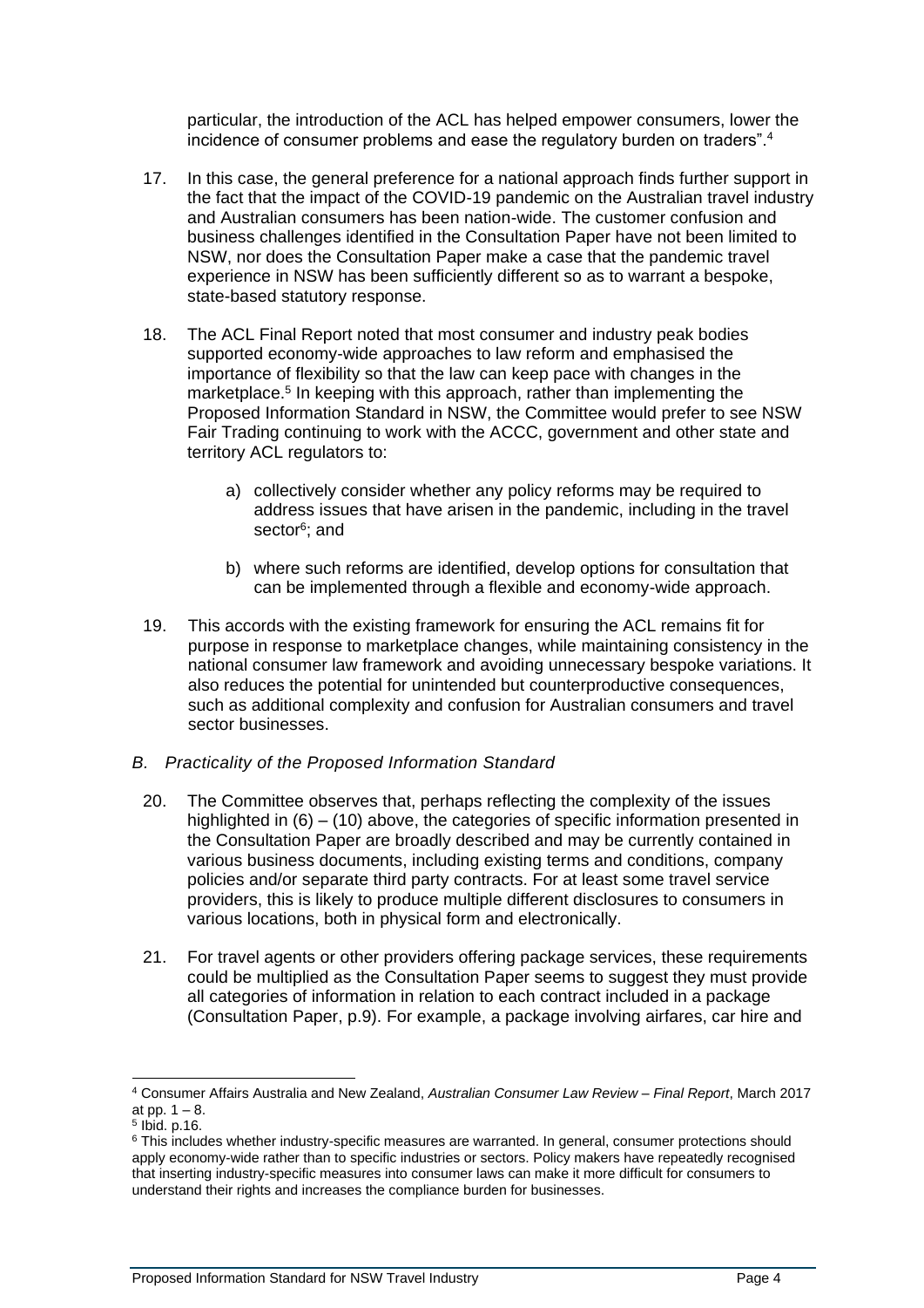particular, the introduction of the ACL has helped empower consumers, lower the incidence of consumer problems and ease the regulatory burden on traders".[4]

17. In this case, the general preference for a national approach finds further support in the fact that the impact of the COVID-19 pandemic on the Australian travel industry and Australian consumers has been nation-wide. The customer confusion and business challenges identified in the Consultation Paper have not been limited to NSW, nor does the Consultation Paper make a case that the pandemic travel experience in NSW has been sufficiently different so as to warrant a bespoke, state-based statutory response.

18. The ACL Final Report noted that most consumer and industry peak bodies supported economy-wide approaches to law reform and emphasised the importance of flexibility so that the law can keep pace with changes in the marketplace.[5] In keeping with this approach, rather than implementing the Proposed Information Standard in NSW, the Committee would prefer to see NSW Fair Trading continuing to work with the ACCC, government and other state and territory ACL regulators to:

    a) collectively consider whether any policy reforms may be required to address issues that have arisen in the pandemic, including in the travel sector[6]; and

    b) where such reforms are identified, develop options for consultation that can be implemented through a flexible and economy-wide approach.

19. This accords with the existing framework for ensuring the ACL remains fit for purpose in response to marketplace changes, while maintaining consistency in the national consumer law framework and avoiding unnecessary bespoke variations. It also reduces the potential for unintended but counterproductive consequences, such as additional complexity and confusion for Australian consumers and travel sector businesses.

*B. Practicality of the Proposed Information Standard*

20. The Committee observes that, perhaps reflecting the complexity of the issues highlighted in (6) – (10) above, the categories of specific information presented in the Consultation Paper are broadly described and may be currently contained in various business documents, including existing terms and conditions, company policies and/or separate third party contracts. For at least some travel service providers, this is likely to produce multiple different disclosures to consumers in various locations, both in physical form and electronically.

21. For travel agents or other providers offering package services, these requirements could be multiplied as the Consultation Paper seems to suggest they must provide all categories of information in relation to each contract included in a package (Consultation Paper, p.9). For example, a package involving airfares, car hire and

---

[4] Consumer Affairs Australia and New Zealand, *Australian Consumer Law Review – Final Report*, March 2017 at pp. 1 – 8.

[5] Ibid. p.16.

[6] This includes whether industry-specific measures are warranted. In general, consumer protections should apply economy-wide rather than to specific industries or sectors. Policy makers have repeatedly recognised that inserting industry-specific measures into consumer laws can make it more difficult for consumers to understand their rights and increases the compliance burden for businesses.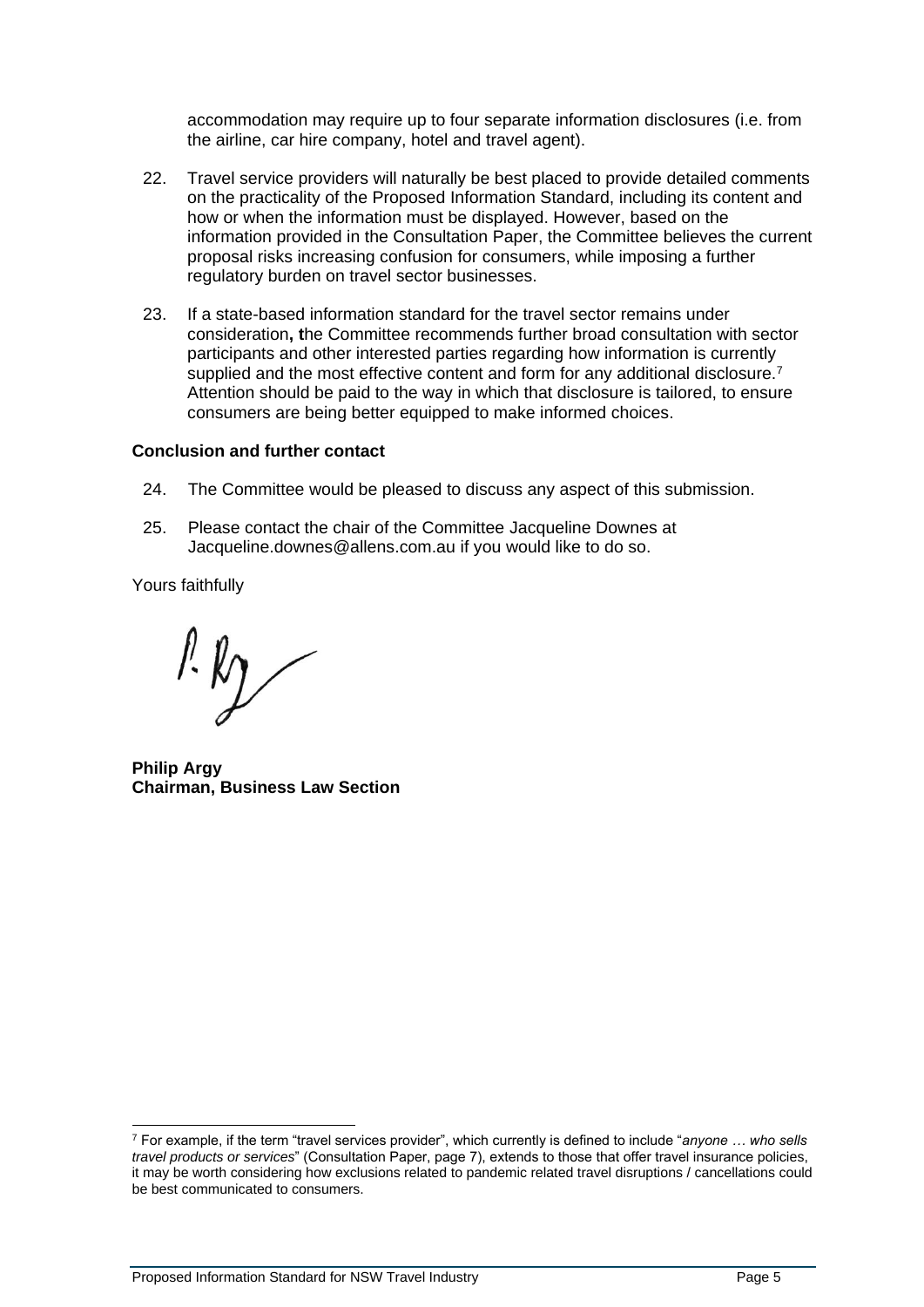accommodation may require up to four separate information disclosures (i.e. from the airline, car hire company, hotel and travel agent).

22. Travel service providers will naturally be best placed to provide detailed comments on the practicality of the Proposed Information Standard, including its content and how or when the information must be displayed. However, based on the information provided in the Consultation Paper, the Committee believes the current proposal risks increasing confusion for consumers, while imposing a further regulatory burden on travel sector businesses.

23. If a state-based information standard for the travel sector remains under consideration**, t**he Committee recommends further broad consultation with sector participants and other interested parties regarding how information is currently supplied and the most effective content and form for any additional disclosure.[7] Attention should be paid to the way in which that disclosure is tailored, to ensure consumers are being better equipped to make informed choices.

**Conclusion and further contact**

24. The Committee would be pleased to discuss any aspect of this submission.

25. Please contact the chair of the Committee Jacqueline Downes at Jacqueline.downes@allens.com.au if you would like to do so.

Yours faithfully

**Philip Argy**
**Chairman, Business Law Section**

---

[7] For example, if the term "travel services provider", which currently is defined to include "*anyone … who sells travel products or services*" (Consultation Paper, page 7), extends to those that offer travel insurance policies, it may be worth considering how exclusions related to pandemic related travel disruptions / cancellations could be best communicated to consumers.